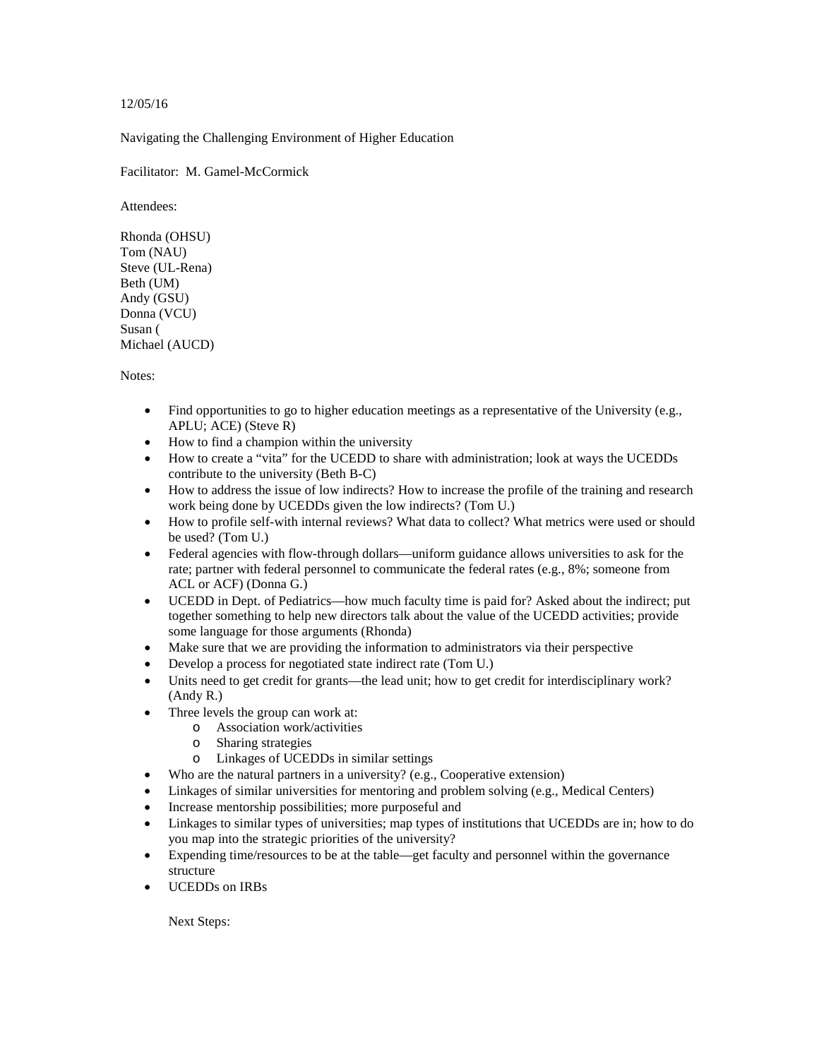12/05/16

Navigating the Challenging Environment of Higher Education

Facilitator: M. Gamel-McCormick

Attendees:

Rhonda (OHSU)
Tom (NAU)
Steve (UL-Rena)
Beth (UM)
Andy (GSU)
Donna (VCU)
Susan (
Michael (AUCD)

Notes:

- Find opportunities to go to higher education meetings as a representative of the University (e.g., APLU; ACE) (Steve R)
- How to find a champion within the university
- How to create a "vita" for the UCEDD to share with administration; look at ways the UCEDDs contribute to the university (Beth B-C)
- How to address the issue of low indirects? How to increase the profile of the training and research work being done by UCEDDs given the low indirects? (Tom U.)
- How to profile self-with internal reviews? What data to collect? What metrics were used or should be used? (Tom U.)
- Federal agencies with flow-through dollars—uniform guidance allows universities to ask for the rate; partner with federal personnel to communicate the federal rates (e.g., 8%; someone from ACL or ACF) (Donna G.)
- UCEDD in Dept. of Pediatrics—how much faculty time is paid for? Asked about the indirect; put together something to help new directors talk about the value of the UCEDD activities; provide some language for those arguments (Rhonda)
- Make sure that we are providing the information to administrators via their perspective
- Develop a process for negotiated state indirect rate (Tom U.)
- Units need to get credit for grants—the lead unit; how to get credit for interdisciplinary work? (Andy R.)
- Three levels the group can work at:
  - Association work/activities
  - Sharing strategies
  - Linkages of UCEDDs in similar settings
- Who are the natural partners in a university? (e.g., Cooperative extension)
- Linkages of similar universities for mentoring and problem solving (e.g., Medical Centers)
- Increase mentorship possibilities; more purposeful and
- Linkages to similar types of universities; map types of institutions that UCEDDs are in; how to do you map into the strategic priorities of the university?
- Expending time/resources to be at the table—get faculty and personnel within the governance structure
- UCEDDs on IRBs

Next Steps: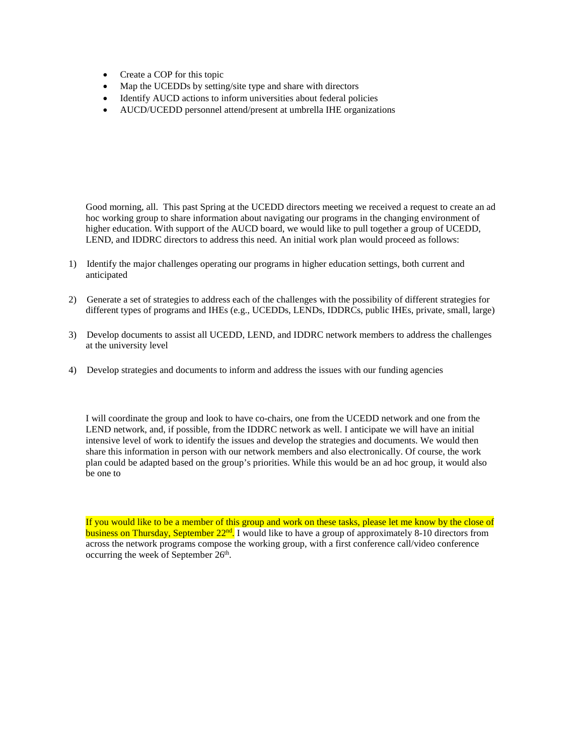- Create a COP for this topic
- Map the UCEDDs by setting/site type and share with directors
- Identify AUCD actions to inform universities about federal policies
- AUCD/UCEDD personnel attend/present at umbrella IHE organizations

Good morning, all. This past Spring at the UCEDD directors meeting we received a request to create an ad hoc working group to share information about navigating our programs in the changing environment of higher education. With support of the AUCD board, we would like to pull together a group of UCEDD, LEND, and IDDRC directors to address this need. An initial work plan would proceed as follows:

1) Identify the major challenges operating our programs in higher education settings, both current and anticipated

2) Generate a set of strategies to address each of the challenges with the possibility of different strategies for different types of programs and IHEs (e.g., UCEDDs, LENDs, IDDRCs, public IHEs, private, small, large)

3) Develop documents to assist all UCEDD, LEND, and IDDRC network members to address the challenges at the university level

4) Develop strategies and documents to inform and address the issues with our funding agencies

I will coordinate the group and look to have co-chairs, one from the UCEDD network and one from the LEND network, and, if possible, from the IDDRC network as well. I anticipate we will have an initial intensive level of work to identify the issues and develop the strategies and documents. We would then share this information in person with our network members and also electronically. Of course, the work plan could be adapted based on the group's priorities. While this would be an ad hoc group, it would also be one to

If you would like to be a member of this group and work on these tasks, please let me know by the close of business on Thursday, September 22nd. I would like to have a group of approximately 8-10 directors from across the network programs compose the working group, with a first conference call/video conference occurring the week of September 26th.